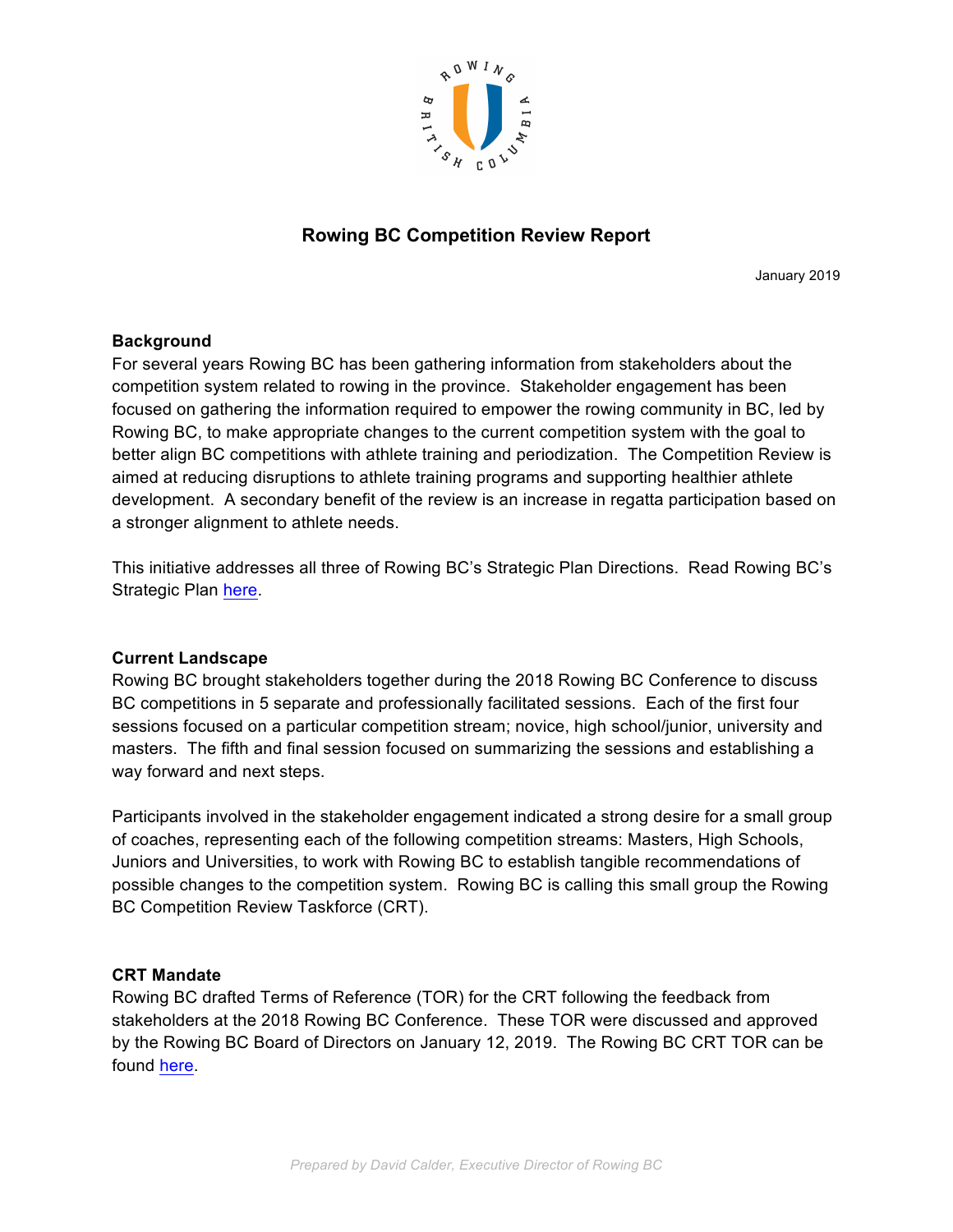# Rowing BC Competition Review Report

January 2019

## Background

For several years Rowing BC has been gathering information from stakeholders about the competition system related to rowing in the province. Stakeholder engagement has been focused on gathering the information required to empower the rowing community in BC, led by Rowing BC, to make appropriate changes to the current competition system with the goal to better align BC competitions with athlete training and periodization. The Competition Review is aimed at reducing disruptions to athlete training programs and supporting healthier athlete development. A secondary benefit of the review is an increase in regatta participation based on a stronger alignment to athlete needs.

This initiative addresses all three of Rowing BC's Strategic Plan Directions. Read Rowing BC's Strategic Plan here.

## Current Landscape

Rowing BC brought stakeholders together during the 2018 Rowing BC Conference to discuss BC competitions in 5 separate and professionally facilitated sessions. Each of the first four sessions focused on a particular competition stream; novice, high school/junior, university and masters. The fifth and final session focused on summarizing the sessions and establishing a way forward and next steps.

Participants involved in the stakeholder engagement indicated a strong desire for a small group of coaches, representing each of the following competition streams: Masters, High Schools, Juniors and Universities, to work with Rowing BC to establish tangible recommendations of possible changes to the competition system. Rowing BC is calling this small group the Rowing BC Competition Review Taskforce (CRT).

## CRT Mandate

Rowing BC drafted Terms of Reference (TOR) for the CRT following the feedback from stakeholders at the 2018 Rowing BC Conference. These TOR were discussed and approved by the Rowing BC Board of Directors on January 12, 2019. The Rowing BC CRT TOR can be found here.

*Prepared by David Calder, Executive Director of Rowing BC*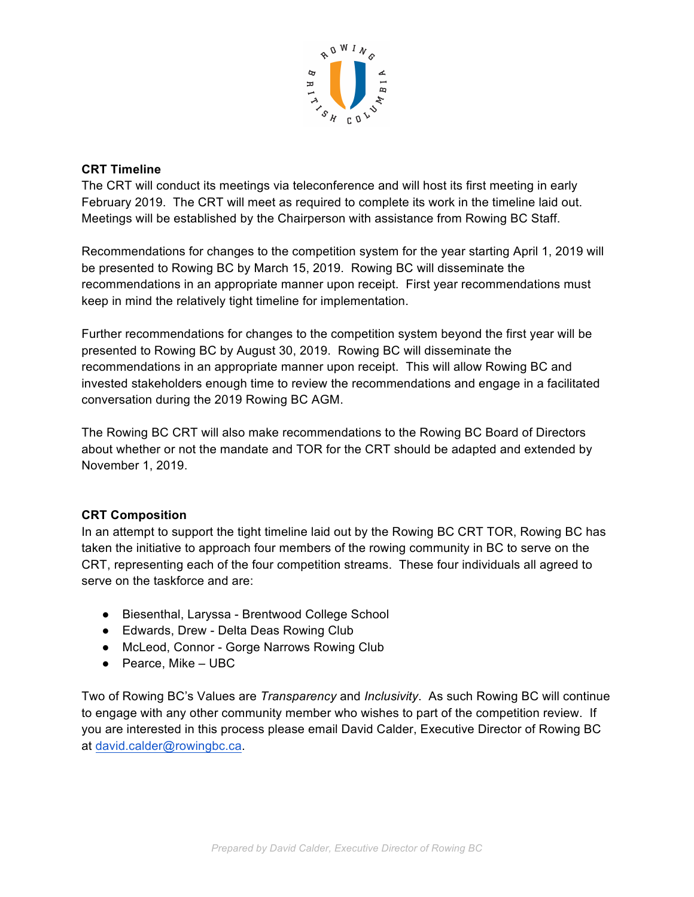**CRT Timeline**

The CRT will conduct its meetings via teleconference and will host its first meeting in early February 2019. The CRT will meet as required to complete its work in the timeline laid out. Meetings will be established by the Chairperson with assistance from Rowing BC Staff.

Recommendations for changes to the competition system for the year starting April 1, 2019 will be presented to Rowing BC by March 15, 2019. Rowing BC will disseminate the recommendations in an appropriate manner upon receipt. First year recommendations must keep in mind the relatively tight timeline for implementation.

Further recommendations for changes to the competition system beyond the first year will be presented to Rowing BC by August 30, 2019. Rowing BC will disseminate the recommendations in an appropriate manner upon receipt. This will allow Rowing BC and invested stakeholders enough time to review the recommendations and engage in a facilitated conversation during the 2019 Rowing BC AGM.

The Rowing BC CRT will also make recommendations to the Rowing BC Board of Directors about whether or not the mandate and TOR for the CRT should be adapted and extended by November 1, 2019.

**CRT Composition**

In an attempt to support the tight timeline laid out by the Rowing BC CRT TOR, Rowing BC has taken the initiative to approach four members of the rowing community in BC to serve on the CRT, representing each of the four competition streams. These four individuals all agreed to serve on the taskforce and are:

- Biesenthal, Laryssa - Brentwood College School
- Edwards, Drew - Delta Deas Rowing Club
- McLeod, Connor - Gorge Narrows Rowing Club
- Pearce, Mike – UBC

Two of Rowing BC's Values are *Transparency* and *Inclusivity*. As such Rowing BC will continue to engage with any other community member who wishes to part of the competition review. If you are interested in this process please email David Calder, Executive Director of Rowing BC at david.calder@rowingbc.ca.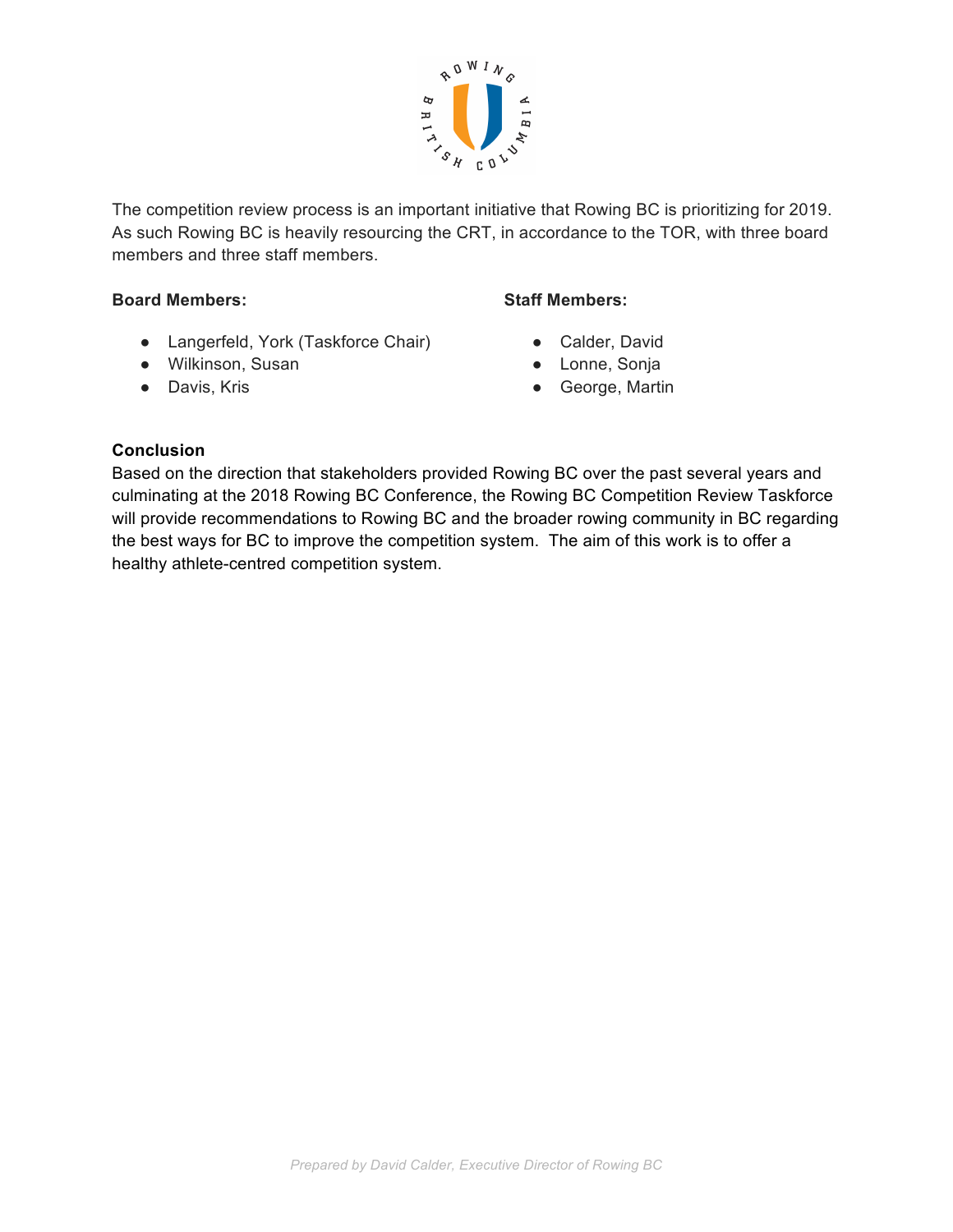The competition review process is an important initiative that Rowing BC is prioritizing for 2019. As such Rowing BC is heavily resourcing the CRT, in accordance to the TOR, with three board members and three staff members.

**Board Members:**

- Langerfeld, York (Taskforce Chair)
- Wilkinson, Susan
- Davis, Kris

**Staff Members:**

- Calder, David
- Lonne, Sonja
- George, Martin

**Conclusion**

Based on the direction that stakeholders provided Rowing BC over the past several years and culminating at the 2018 Rowing BC Conference, the Rowing BC Competition Review Taskforce will provide recommendations to Rowing BC and the broader rowing community in BC regarding the best ways for BC to improve the competition system. The aim of this work is to offer a healthy athlete-centred competition system.